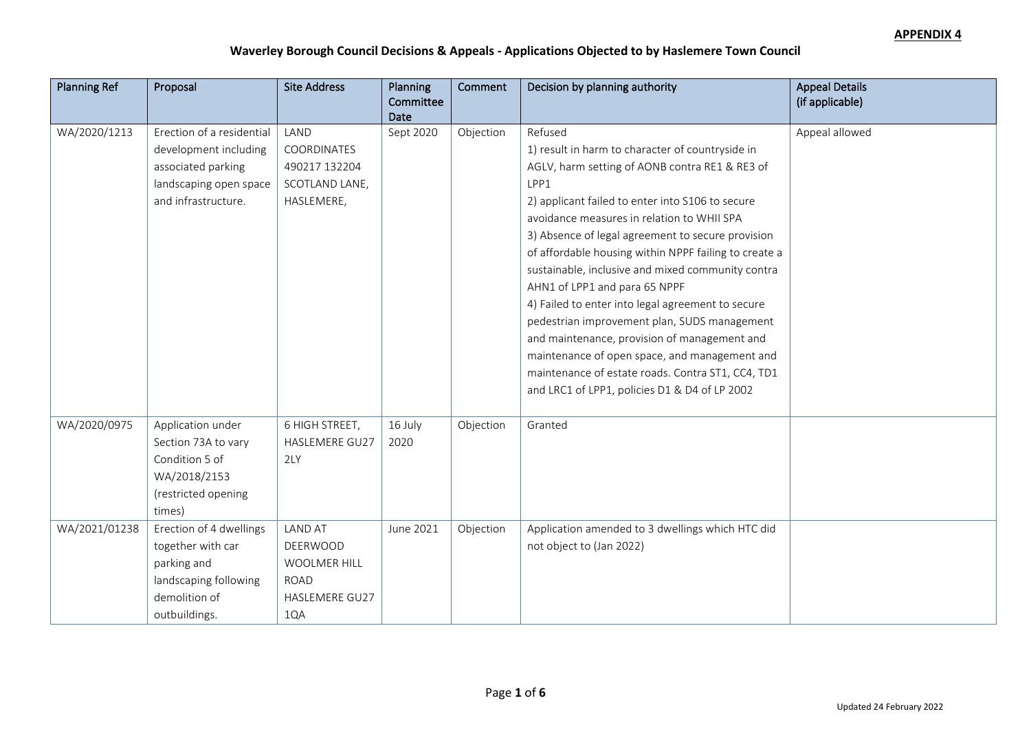**APPENDIX 4**

## Waverley Borough Council Decisions & Appeals - Applications Objected to by Haslemere Town Council

| Planning Ref | Proposal | Site Address | Planning Committee Date | Comment | Decision by planning authority | Appeal Details (if applicable) |
|---|---|---|---|---|---|---|
| WA/2020/1213 | Erection of a residential development including associated parking landscaping open space and infrastructure. | LAND COORDINATES 490217 132204 SCOTLAND LANE, HASLEMERE, | Sept 2020 | Objection | Refused<br>1) result in harm to character of countryside in AGLV, harm setting of AONB contra RE1 & RE3 of LPP1<br>2) applicant failed to enter into S106 to secure avoidance measures in relation to WHII SPA<br>3) Absence of legal agreement to secure provision of affordable housing within NPPF failing to create a sustainable, inclusive and mixed community contra AHN1 of LPP1 and para 65 NPPF<br>4) Failed to enter into legal agreement to secure pedestrian improvement plan, SUDS management and maintenance, provision of management and maintenance of open space, and management and maintenance of estate roads. Contra ST1, CC4, TD1 and LRC1 of LPP1, policies D1 & D4 of LP 2002 | Appeal allowed |
| WA/2020/0975 | Application under Section 73A to vary Condition 5 of WA/2018/2153 (restricted opening times) | 6 HIGH STREET, HASLEMERE GU27 2LY | 16 July 2020 | Objection | Granted | |
| WA/2021/01238 | Erection of 4 dwellings together with car parking and landscaping following demolition of outbuildings. | LAND AT DEERWOOD WOOLMER HILL ROAD HASLEMERE GU27 1QA | June 2021 | Objection | Application amended to 3 dwellings which HTC did not object to (Jan 2022) | |

Updated 24 February 2022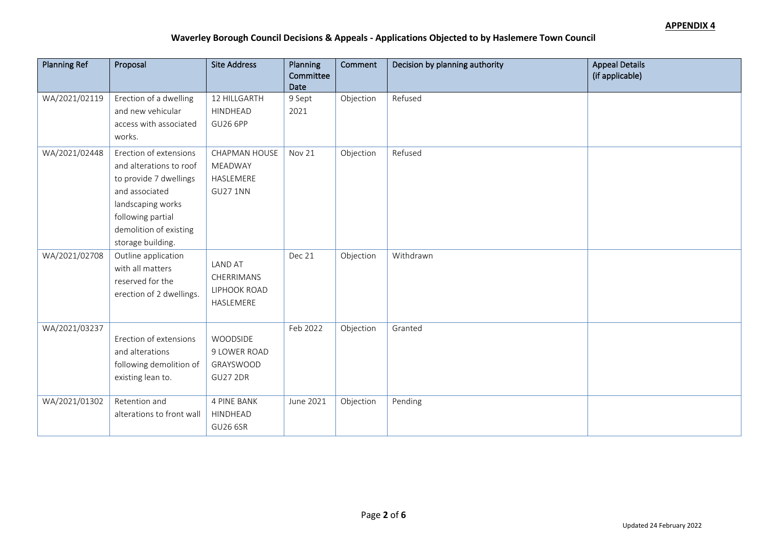**APPENDIX 4**

## Waverley Borough Council Decisions & Appeals - Applications Objected to by Haslemere Town Council

| Planning Ref | Proposal | Site Address | Planning Committee Date | Comment | Decision by planning authority | Appeal Details (if applicable) |
|---|---|---|---|---|---|---|
| WA/2021/02119 | Erection of a dwelling and new vehicular access with associated works. | 12 HILLGARTH HINDHEAD GU26 6PP | 9 Sept 2021 | Objection | Refused | |
| WA/2021/02448 | Erection of extensions and alterations to roof to provide 7 dwellings and associated landscaping works following partial demolition of existing storage building. | CHAPMAN HOUSE MEADWAY HASLEMERE GU27 1NN | Nov 21 | Objection | Refused | |
| WA/2021/02708 | Outline application with all matters reserved for the erection of 2 dwellings. | LAND AT CHERRIMANS LIPHOOK ROAD HASLEMERE | Dec 21 | Objection | Withdrawn | |
| WA/2021/03237 | Erection of extensions and alterations following demolition of existing lean to. | WOODSIDE 9 LOWER ROAD GRAYSWOOD GU27 2DR | Feb 2022 | Objection | Granted | |
| WA/2021/01302 | Retention and alterations to front wall | 4 PINE BANK HINDHEAD GU26 6SR | June 2021 | Objection | Pending | |

Updated 24 February 2022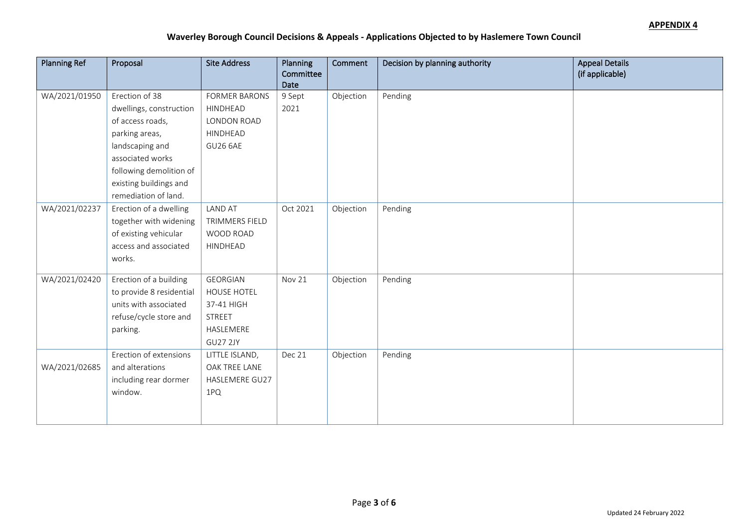**APPENDIX 4**

## Waverley Borough Council Decisions & Appeals - Applications Objected to by Haslemere Town Council

| Planning Ref | Proposal | Site Address | Planning Committee Date | Comment | Decision by planning authority | Appeal Details (if applicable) |
|---|---|---|---|---|---|---|
| WA/2021/01950 | Erection of 38 dwellings, construction of access roads, parking areas, landscaping and associated works following demolition of existing buildings and remediation of land. | FORMER BARONS HINDHEAD LONDON ROAD HINDHEAD GU26 6AE | 9 Sept 2021 | Objection | Pending | |
| WA/2021/02237 | Erection of a dwelling together with widening of existing vehicular access and associated works. | LAND AT TRIMMERS FIELD WOOD ROAD HINDHEAD | Oct 2021 | Objection | Pending | |
| WA/2021/02420 | Erection of a building to provide 8 residential units with associated refuse/cycle store and parking. | GEORGIAN HOUSE HOTEL 37-41 HIGH STREET HASLEMERE GU27 2JY | Nov 21 | Objection | Pending | |
| WA/2021/02685 | Erection of extensions and alterations including rear dormer window. | LITTLE ISLAND, OAK TREE LANE HASLEMERE GU27 1PQ | Dec 21 | Objection | Pending | |

Updated 24 February 2022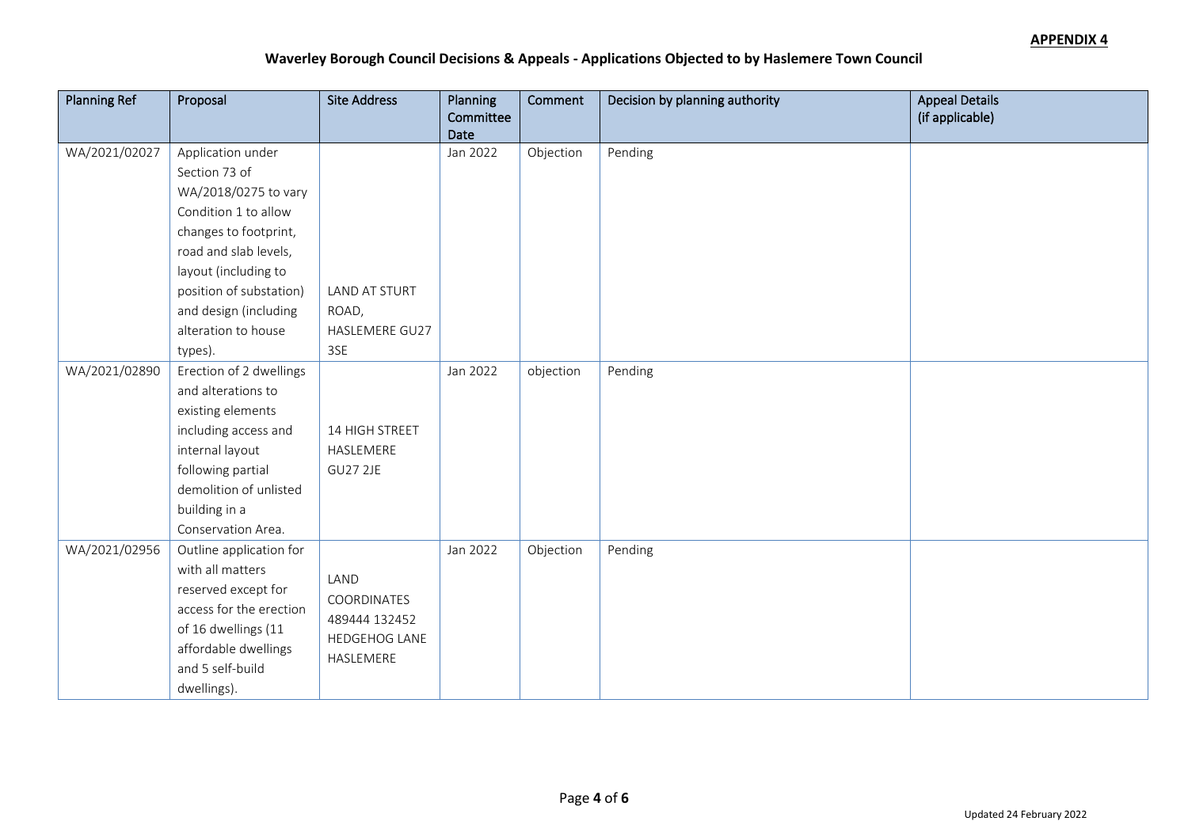**APPENDIX 4**

## Waverley Borough Council Decisions & Appeals - Applications Objected to by Haslemere Town Council

| Planning Ref | Proposal | Site Address | Planning Committee Date | Comment | Decision by planning authority | Appeal Details (if applicable) |
|---|---|---|---|---|---|---|
| WA/2021/02027 | Application under Section 73 of WA/2018/0275 to vary Condition 1 to allow changes to footprint, road and slab levels, layout (including to position of substation) and design (including alteration to house types). | LAND AT STURT ROAD, HASLEMERE GU27 3SE | Jan 2022 | Objection | Pending | |
| WA/2021/02890 | Erection of 2 dwellings and alterations to existing elements including access and internal layout following partial demolition of unlisted building in a Conservation Area. | 14 HIGH STREET HASLEMERE GU27 2JE | Jan 2022 | objection | Pending | |
| WA/2021/02956 | Outline application for with all matters reserved except for access for the erection of 16 dwellings (11 affordable dwellings and 5 self-build dwellings). | LAND COORDINATES 489444 132452 HEDGEHOG LANE HASLEMERE | Jan 2022 | Objection | Pending | |

Updated 24 February 2022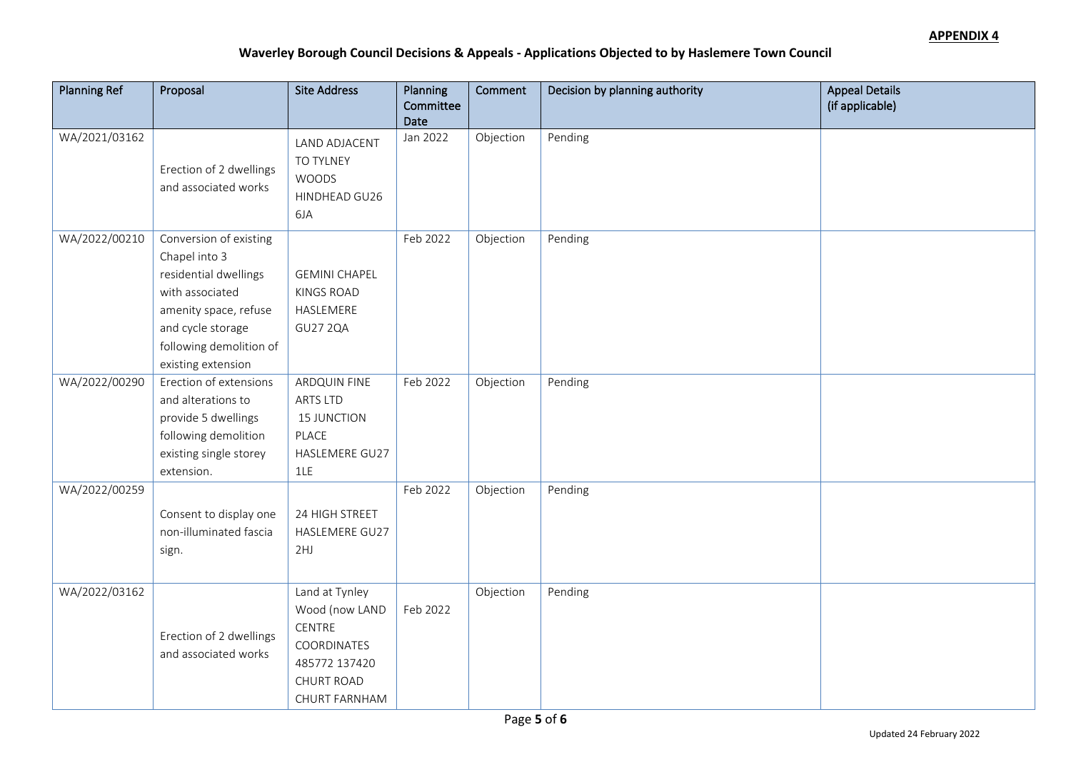**APPENDIX 4**

**Waverley Borough Council Decisions & Appeals - Applications Objected to by Haslemere Town Council**

| Planning Ref | Proposal | Site Address | Planning Committee Date | Comment | Decision by planning authority | Appeal Details (if applicable) |
|---|---|---|---|---|---|---|
| WA/2021/03162 | Erection of 2 dwellings and associated works | LAND ADJACENT TO TYLNEY WOODS HINDHEAD GU26 6JA | Jan 2022 | Objection | Pending | |
| WA/2022/00210 | Conversion of existing Chapel into 3 residential dwellings with associated amenity space, refuse and cycle storage following demolition of existing extension | GEMINI CHAPEL KINGS ROAD HASLEMERE GU27 2QA | Feb 2022 | Objection | Pending | |
| WA/2022/00290 | Erection of extensions and alterations to provide 5 dwellings following demolition existing single storey extension. | ARDQUIN FINE ARTS LTD 15 JUNCTION PLACE HASLEMERE GU27 1LE | Feb 2022 | Objection | Pending | |
| WA/2022/00259 | Consent to display one non-illuminated fascia sign. | 24 HIGH STREET HASLEMERE GU27 2HJ | Feb 2022 | Objection | Pending | |
| WA/2022/03162 | Erection of 2 dwellings and associated works | Land at Tynley Wood (now LAND CENTRE COORDINATES 485772 137420 CHURT ROAD CHURT FARNHAM | Feb 2022 | Objection | Pending | |

Updated 24 February 2022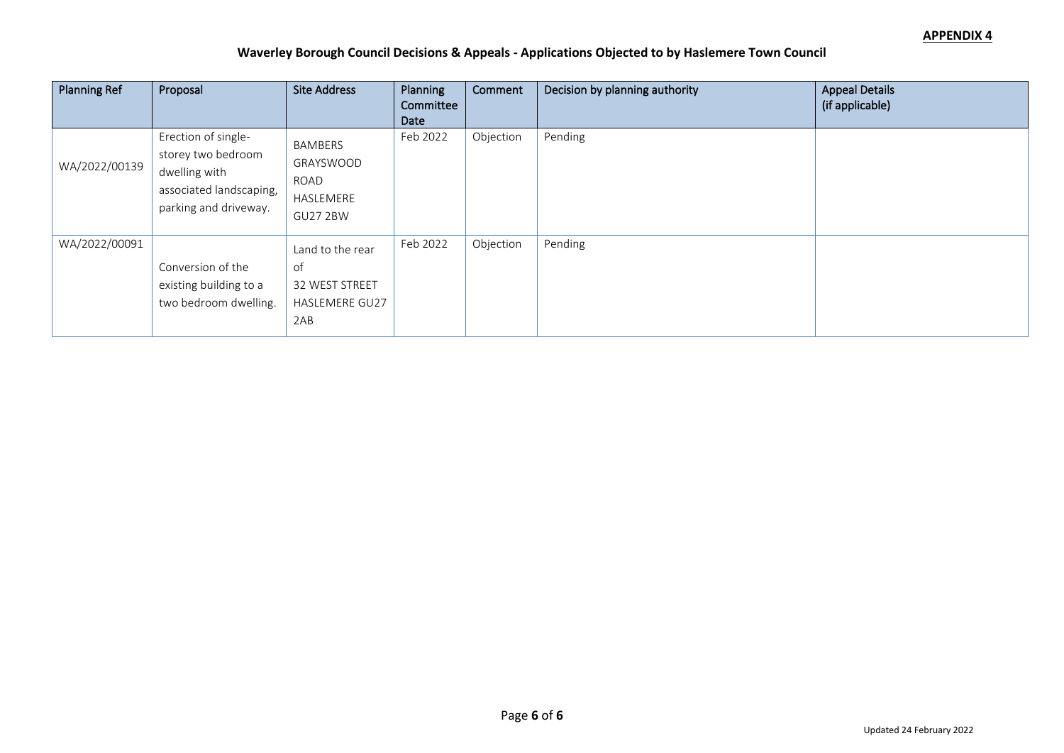**APPENDIX 4**

**Waverley Borough Council Decisions & Appeals - Applications Objected to by Haslemere Town Council**

| Planning Ref | Proposal | Site Address | Planning Committee Date | Comment | Decision by planning authority | Appeal Details (if applicable) |
|---|---|---|---|---|---|---|
| WA/2022/00139 | Erection of single-storey two bedroom dwelling with associated landscaping, parking and driveway. | BAMBERS GRAYSWOOD ROAD HASLEMERE GU27 2BW | Feb 2022 | Objection | Pending | |
| WA/2022/00091 | Conversion of the existing building to a two bedroom dwelling. | Land to the rear of 32 WEST STREET HASLEMERE GU27 2AB | Feb 2022 | Objection | Pending | |

Updated 24 February 2022